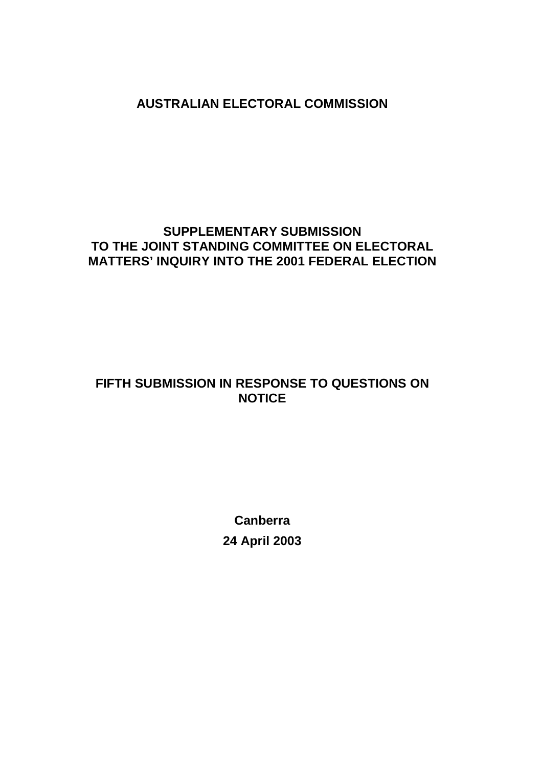# AUSTRALIAN ELECTORAL COMMISSION

## SUPPLEMENTARY SUBMISSION TO THE JOINT STANDING COMMITTEE ON ELECTORAL MATTERS' INQUIRY INTO THE 2001 FEDERAL ELECTION

## FIFTH SUBMISSION IN RESPONSE TO QUESTIONS ON NOTICE

**Canberra**

**24 April 2003**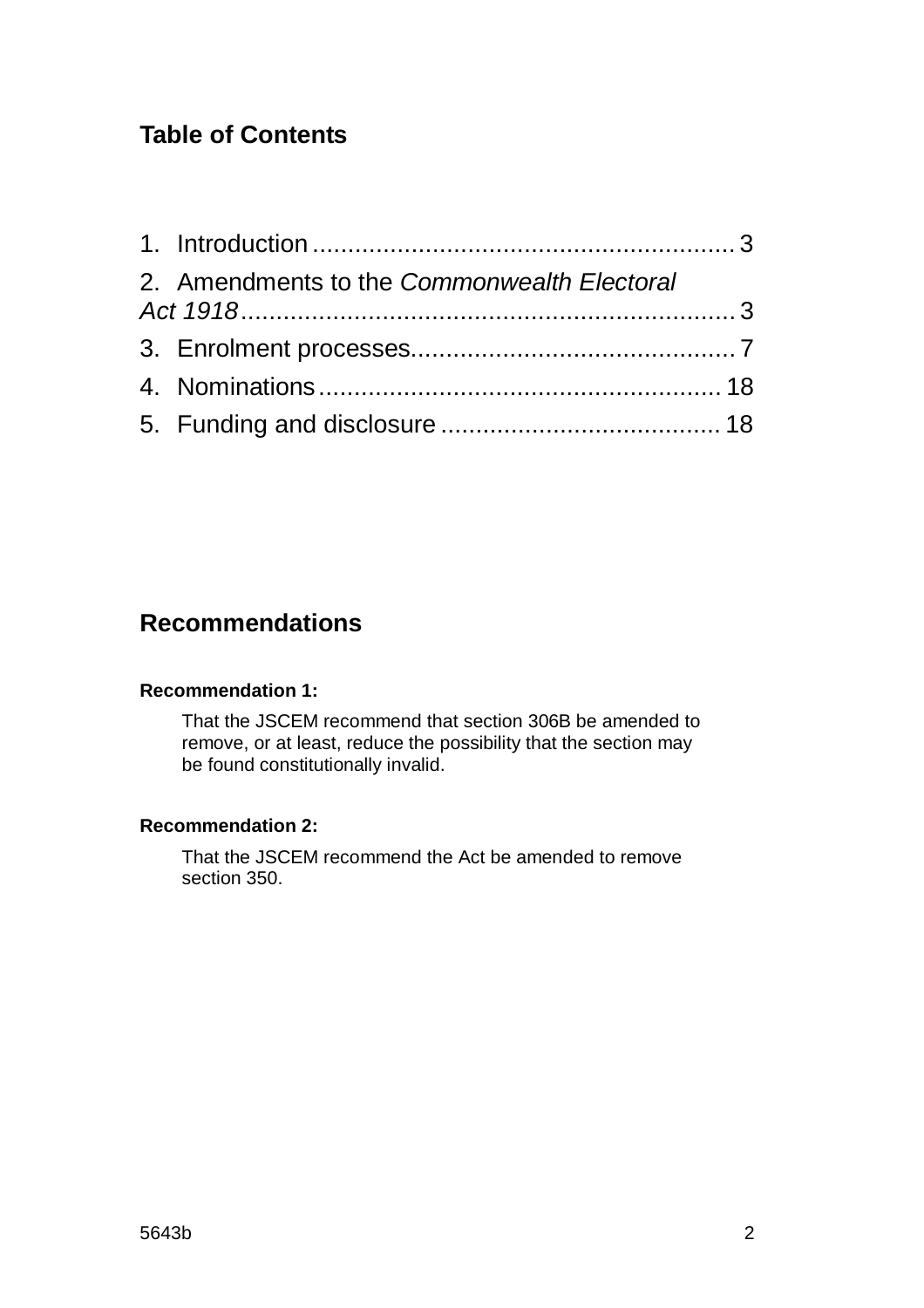## Table of Contents

1. Introduction .......................................................... 3
2. Amendments to the *Commonwealth Electoral Act 1918* .................................................................. 3
3. Enrolment processes............................................. 7
4. Nominations ......................................................... 18
5. Funding and disclosure ....................................... 18

## Recommendations

**Recommendation 1:**

That the JSCEM recommend that section 306B be amended to remove, or at least, reduce the possibility that the section may be found constitutionally invalid.

**Recommendation 2:**

That the JSCEM recommend the Act be amended to remove section 350.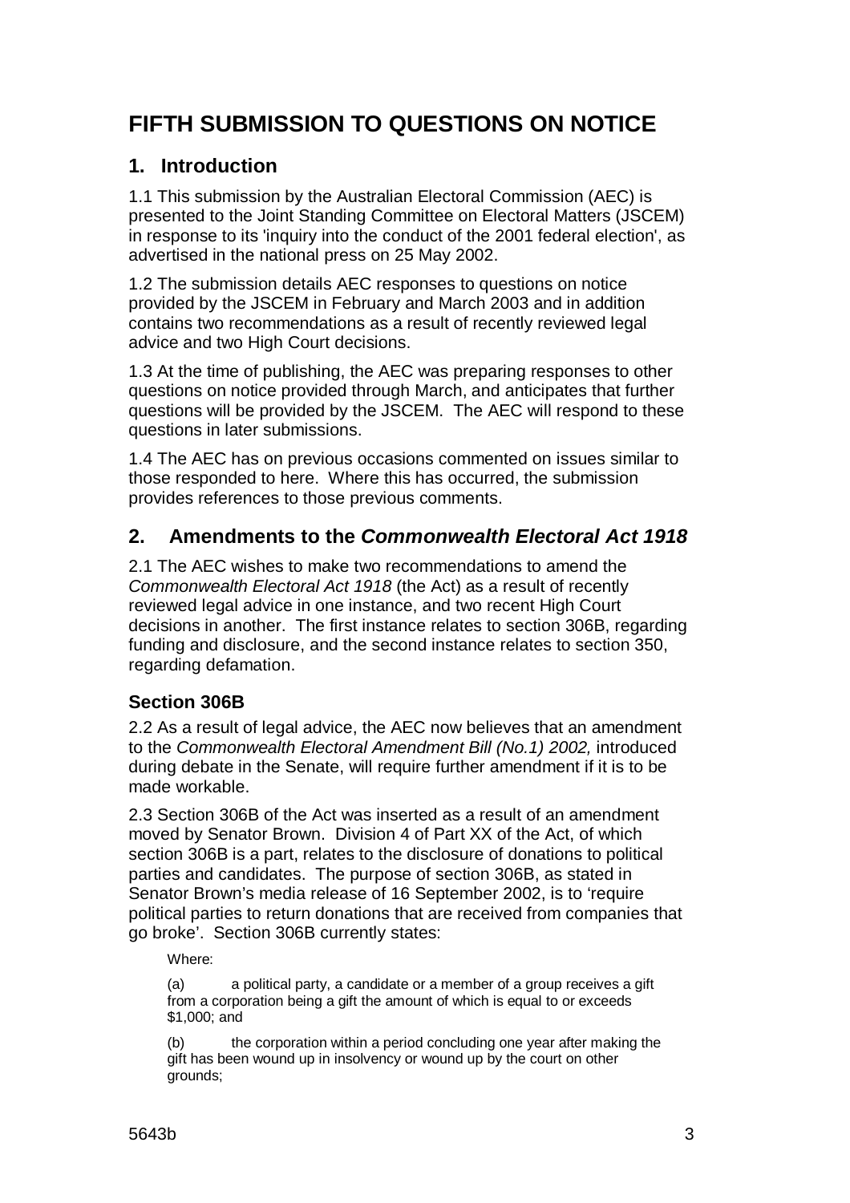# FIFTH SUBMISSION TO QUESTIONS ON NOTICE

## 1. Introduction

1.1 This submission by the Australian Electoral Commission (AEC) is presented to the Joint Standing Committee on Electoral Matters (JSCEM) in response to its 'inquiry into the conduct of the 2001 federal election', as advertised in the national press on 25 May 2002.

1.2 The submission details AEC responses to questions on notice provided by the JSCEM in February and March 2003 and in addition contains two recommendations as a result of recently reviewed legal advice and two High Court decisions.

1.3 At the time of publishing, the AEC was preparing responses to other questions on notice provided through March, and anticipates that further questions will be provided by the JSCEM. The AEC will respond to these questions in later submissions.

1.4 The AEC has on previous occasions commented on issues similar to those responded to here. Where this has occurred, the submission provides references to those previous comments.

## 2. Amendments to the *Commonwealth Electoral Act 1918*

2.1 The AEC wishes to make two recommendations to amend the *Commonwealth Electoral Act 1918* (the Act) as a result of recently reviewed legal advice in one instance, and two recent High Court decisions in another. The first instance relates to section 306B, regarding funding and disclosure, and the second instance relates to section 350, regarding defamation.

### Section 306B

2.2 As a result of legal advice, the AEC now believes that an amendment to the *Commonwealth Electoral Amendment Bill (No.1) 2002,* introduced during debate in the Senate, will require further amendment if it is to be made workable.

2.3 Section 306B of the Act was inserted as a result of an amendment moved by Senator Brown. Division 4 of Part XX of the Act, of which section 306B is a part, relates to the disclosure of donations to political parties and candidates. The purpose of section 306B, as stated in Senator Brown's media release of 16 September 2002, is to 'require political parties to return donations that are received from companies that go broke'. Section 306B currently states:

> Where:
>
> (a) a political party, a candidate or a member of a group receives a gift from a corporation being a gift the amount of which is equal to or exceeds \$1,000; and
>
> (b) the corporation within a period concluding one year after making the gift has been wound up in insolvency or wound up by the court on other grounds;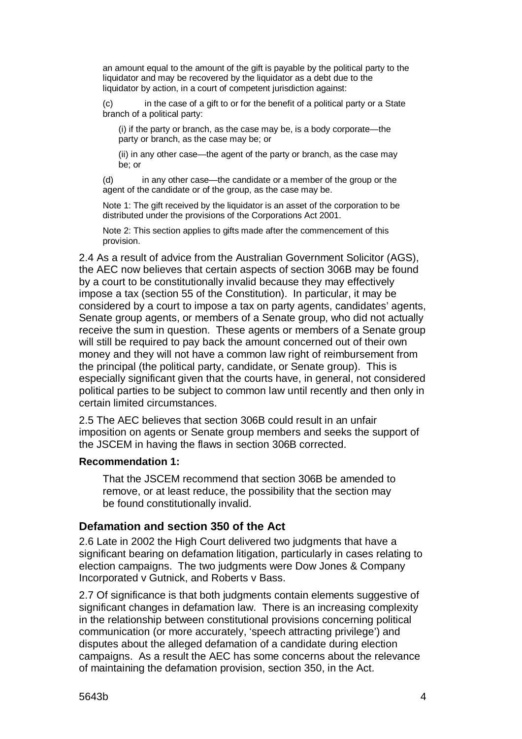> an amount equal to the amount of the gift is payable by the political party to the liquidator and may be recovered by the liquidator as a debt due to the liquidator by action, in a court of competent jurisdiction against:
>
> (c) in the case of a gift to or for the benefit of a political party or a State branch of a political party:
>
> > (i) if the party or branch, as the case may be, is a body corporate—the party or branch, as the case may be; or
> >
> > (ii) in any other case—the agent of the party or branch, as the case may be; or
>
> (d) in any other case—the candidate or a member of the group or the agent of the candidate or of the group, as the case may be.
>
> Note 1: The gift received by the liquidator is an asset of the corporation to be distributed under the provisions of the Corporations Act 2001.
>
> Note 2: This section applies to gifts made after the commencement of this provision.

2.4 As a result of advice from the Australian Government Solicitor (AGS), the AEC now believes that certain aspects of section 306B may be found by a court to be constitutionally invalid because they may effectively impose a tax (section 55 of the Constitution). In particular, it may be considered by a court to impose a tax on party agents, candidates' agents, Senate group agents, or members of a Senate group, who did not actually receive the sum in question. These agents or members of a Senate group will still be required to pay back the amount concerned out of their own money and they will not have a common law right of reimbursement from the principal (the political party, candidate, or Senate group). This is especially significant given that the courts have, in general, not considered political parties to be subject to common law until recently and then only in certain limited circumstances.

2.5 The AEC believes that section 306B could result in an unfair imposition on agents or Senate group members and seeks the support of the JSCEM in having the flaws in section 306B corrected.

**Recommendation 1:**

> That the JSCEM recommend that section 306B be amended to remove, or at least reduce, the possibility that the section may be found constitutionally invalid.

### Defamation and section 350 of the Act

2.6 Late in 2002 the High Court delivered two judgments that have a significant bearing on defamation litigation, particularly in cases relating to election campaigns. The two judgments were Dow Jones & Company Incorporated v Gutnick, and Roberts v Bass.

2.7 Of significance is that both judgments contain elements suggestive of significant changes in defamation law. There is an increasing complexity in the relationship between constitutional provisions concerning political communication (or more accurately, 'speech attracting privilege') and disputes about the alleged defamation of a candidate during election campaigns. As a result the AEC has some concerns about the relevance of maintaining the defamation provision, section 350, in the Act.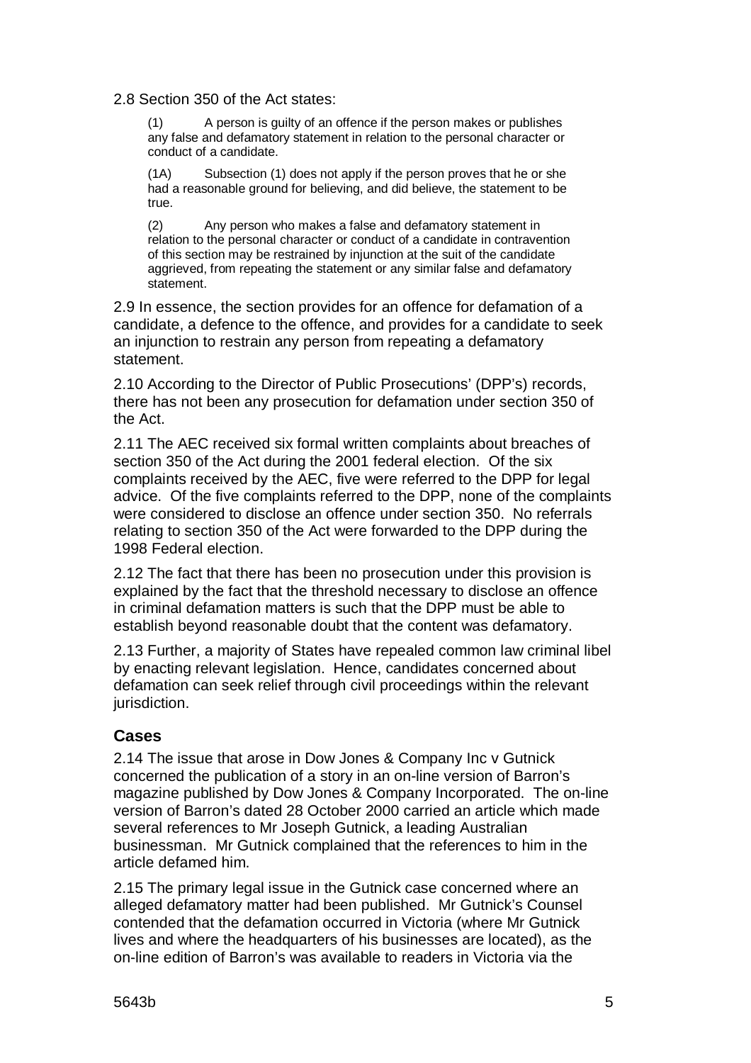2.8 Section 350 of the Act states:

> (1) A person is guilty of an offence if the person makes or publishes any false and defamatory statement in relation to the personal character or conduct of a candidate.
>
> (1A) Subsection (1) does not apply if the person proves that he or she had a reasonable ground for believing, and did believe, the statement to be true.
>
> (2) Any person who makes a false and defamatory statement in relation to the personal character or conduct of a candidate in contravention of this section may be restrained by injunction at the suit of the candidate aggrieved, from repeating the statement or any similar false and defamatory statement.

2.9 In essence, the section provides for an offence for defamation of a candidate, a defence to the offence, and provides for a candidate to seek an injunction to restrain any person from repeating a defamatory statement.

2.10 According to the Director of Public Prosecutions' (DPP's) records, there has not been any prosecution for defamation under section 350 of the Act.

2.11 The AEC received six formal written complaints about breaches of section 350 of the Act during the 2001 federal election. Of the six complaints received by the AEC, five were referred to the DPP for legal advice. Of the five complaints referred to the DPP, none of the complaints were considered to disclose an offence under section 350. No referrals relating to section 350 of the Act were forwarded to the DPP during the 1998 Federal election.

2.12 The fact that there has been no prosecution under this provision is explained by the fact that the threshold necessary to disclose an offence in criminal defamation matters is such that the DPP must be able to establish beyond reasonable doubt that the content was defamatory.

2.13 Further, a majority of States have repealed common law criminal libel by enacting relevant legislation. Hence, candidates concerned about defamation can seek relief through civil proceedings within the relevant jurisdiction.

## Cases

2.14 The issue that arose in Dow Jones & Company Inc v Gutnick concerned the publication of a story in an on-line version of Barron's magazine published by Dow Jones & Company Incorporated. The on-line version of Barron's dated 28 October 2000 carried an article which made several references to Mr Joseph Gutnick, a leading Australian businessman. Mr Gutnick complained that the references to him in the article defamed him.

2.15 The primary legal issue in the Gutnick case concerned where an alleged defamatory matter had been published. Mr Gutnick's Counsel contended that the defamation occurred in Victoria (where Mr Gutnick lives and where the headquarters of his businesses are located), as the on-line edition of Barron's was available to readers in Victoria via the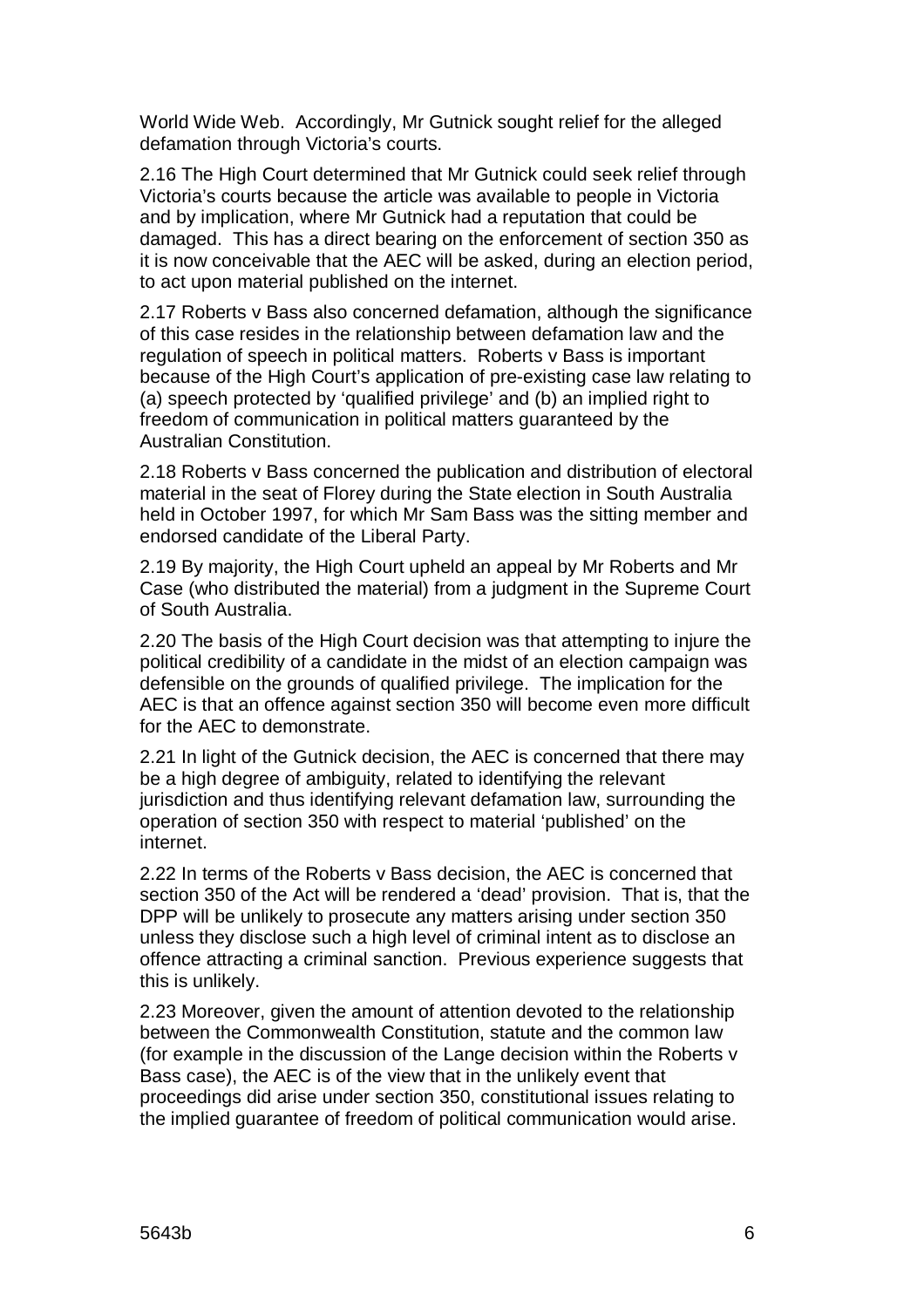World Wide Web. Accordingly, Mr Gutnick sought relief for the alleged defamation through Victoria's courts.

2.16 The High Court determined that Mr Gutnick could seek relief through Victoria's courts because the article was available to people in Victoria and by implication, where Mr Gutnick had a reputation that could be damaged. This has a direct bearing on the enforcement of section 350 as it is now conceivable that the AEC will be asked, during an election period, to act upon material published on the internet.

2.17 Roberts v Bass also concerned defamation, although the significance of this case resides in the relationship between defamation law and the regulation of speech in political matters. Roberts v Bass is important because of the High Court's application of pre-existing case law relating to (a) speech protected by 'qualified privilege' and (b) an implied right to freedom of communication in political matters guaranteed by the Australian Constitution.

2.18 Roberts v Bass concerned the publication and distribution of electoral material in the seat of Florey during the State election in South Australia held in October 1997, for which Mr Sam Bass was the sitting member and endorsed candidate of the Liberal Party.

2.19 By majority, the High Court upheld an appeal by Mr Roberts and Mr Case (who distributed the material) from a judgment in the Supreme Court of South Australia.

2.20 The basis of the High Court decision was that attempting to injure the political credibility of a candidate in the midst of an election campaign was defensible on the grounds of qualified privilege. The implication for the AEC is that an offence against section 350 will become even more difficult for the AEC to demonstrate.

2.21 In light of the Gutnick decision, the AEC is concerned that there may be a high degree of ambiguity, related to identifying the relevant jurisdiction and thus identifying relevant defamation law, surrounding the operation of section 350 with respect to material 'published' on the internet.

2.22 In terms of the Roberts v Bass decision, the AEC is concerned that section 350 of the Act will be rendered a 'dead' provision. That is, that the DPP will be unlikely to prosecute any matters arising under section 350 unless they disclose such a high level of criminal intent as to disclose an offence attracting a criminal sanction. Previous experience suggests that this is unlikely.

2.23 Moreover, given the amount of attention devoted to the relationship between the Commonwealth Constitution, statute and the common law (for example in the discussion of the Lange decision within the Roberts v Bass case), the AEC is of the view that in the unlikely event that proceedings did arise under section 350, constitutional issues relating to the implied guarantee of freedom of political communication would arise.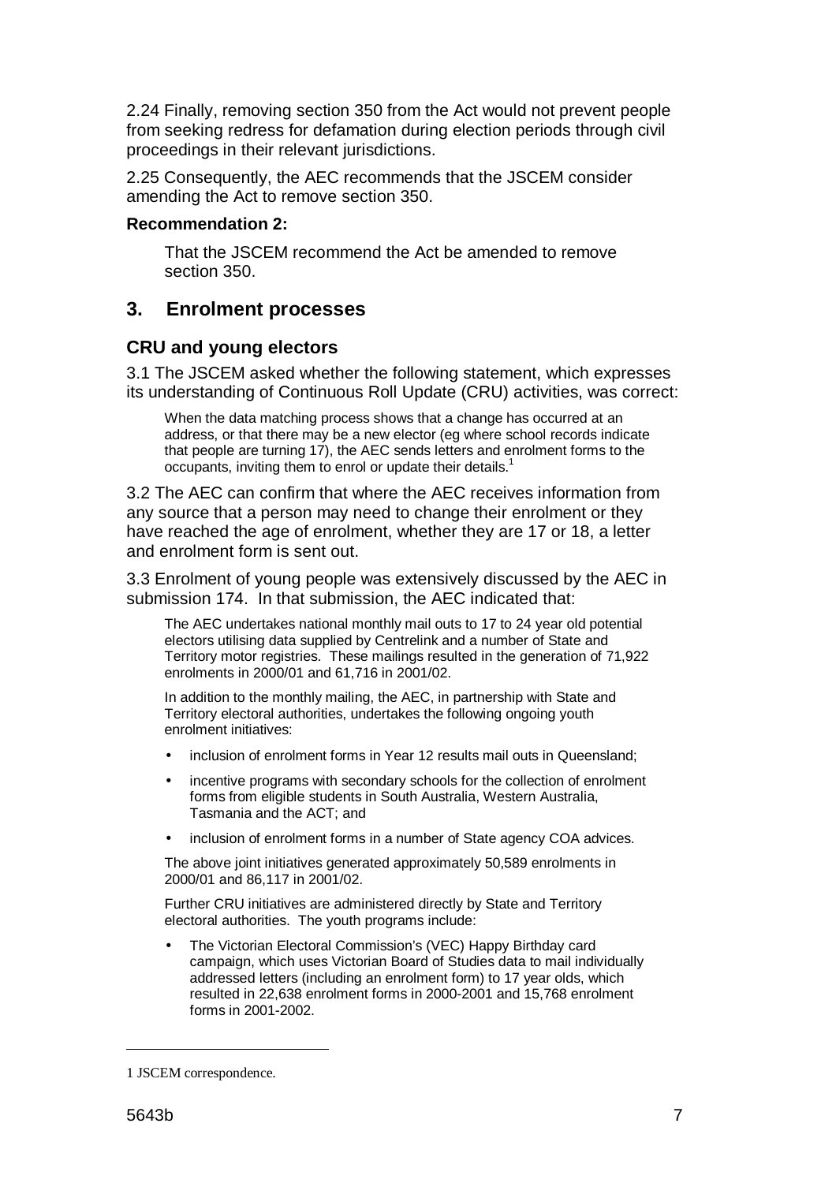2.24 Finally, removing section 350 from the Act would not prevent people from seeking redress for defamation during election periods through civil proceedings in their relevant jurisdictions.

2.25 Consequently, the AEC recommends that the JSCEM consider amending the Act to remove section 350.

**Recommendation 2:**

> That the JSCEM recommend the Act be amended to remove section 350.

## 3. Enrolment processes

### CRU and young electors

3.1 The JSCEM asked whether the following statement, which expresses its understanding of Continuous Roll Update (CRU) activities, was correct:

> When the data matching process shows that a change has occurred at an address, or that there may be a new elector (eg where school records indicate that people are turning 17), the AEC sends letters and enrolment forms to the occupants, inviting them to enrol or update their details.[1]

3.2 The AEC can confirm that where the AEC receives information from any source that a person may need to change their enrolment or they have reached the age of enrolment, whether they are 17 or 18, a letter and enrolment form is sent out.

3.3 Enrolment of young people was extensively discussed by the AEC in submission 174. In that submission, the AEC indicated that:

> The AEC undertakes national monthly mail outs to 17 to 24 year old potential electors utilising data supplied by Centrelink and a number of State and Territory motor registries. These mailings resulted in the generation of 71,922 enrolments in 2000/01 and 61,716 in 2001/02.
>
> In addition to the monthly mailing, the AEC, in partnership with State and Territory electoral authorities, undertakes the following ongoing youth enrolment initiatives:
>
> - inclusion of enrolment forms in Year 12 results mail outs in Queensland;
> - incentive programs with secondary schools for the collection of enrolment forms from eligible students in South Australia, Western Australia, Tasmania and the ACT; and
> - inclusion of enrolment forms in a number of State agency COA advices.
>
> The above joint initiatives generated approximately 50,589 enrolments in 2000/01 and 86,117 in 2001/02.
>
> Further CRU initiatives are administered directly by State and Territory electoral authorities. The youth programs include:
>
> - The Victorian Electoral Commission's (VEC) Happy Birthday card campaign, which uses Victorian Board of Studies data to mail individually addressed letters (including an enrolment form) to 17 year olds, which resulted in 22,638 enrolment forms in 2000-2001 and 15,768 enrolment forms in 2001-2002.

---

1 JSCEM correspondence.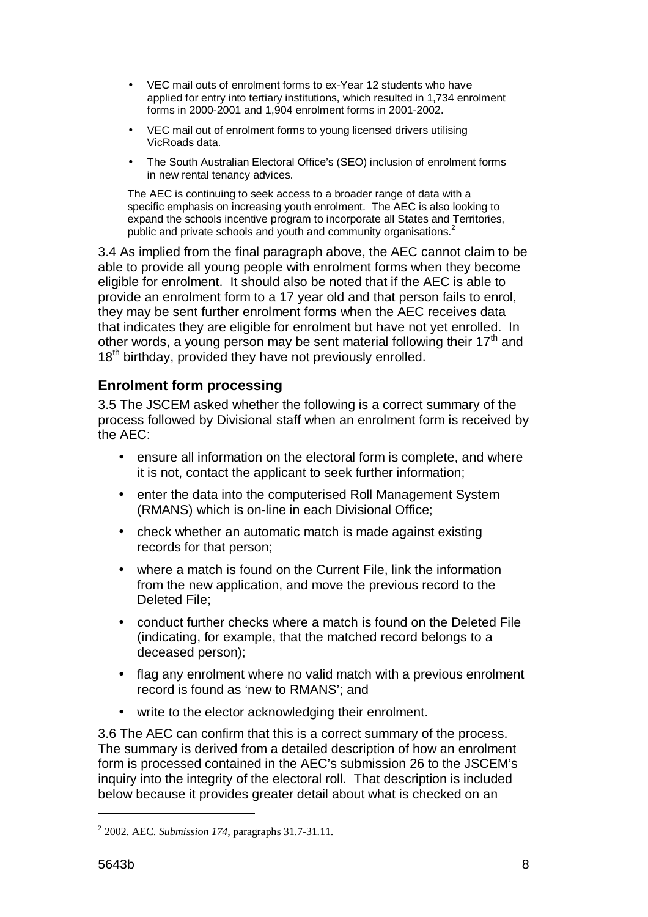- VEC mail outs of enrolment forms to ex-Year 12 students who have applied for entry into tertiary institutions, which resulted in 1,734 enrolment forms in 2000-2001 and 1,904 enrolment forms in 2001-2002.
- VEC mail out of enrolment forms to young licensed drivers utilising VicRoads data.
- The South Australian Electoral Office's (SEO) inclusion of enrolment forms in new rental tenancy advices.

The AEC is continuing to seek access to a broader range of data with a specific emphasis on increasing youth enrolment. The AEC is also looking to expand the schools incentive program to incorporate all States and Territories, public and private schools and youth and community organisations.[2]

3.4 As implied from the final paragraph above, the AEC cannot claim to be able to provide all young people with enrolment forms when they become eligible for enrolment. It should also be noted that if the AEC is able to provide an enrolment form to a 17 year old and that person fails to enrol, they may be sent further enrolment forms when the AEC receives data that indicates they are eligible for enrolment but have not yet enrolled. In other words, a young person may be sent material following their 17th and 18th birthday, provided they have not previously enrolled.

### Enrolment form processing

3.5 The JSCEM asked whether the following is a correct summary of the process followed by Divisional staff when an enrolment form is received by the AEC:

- ensure all information on the electoral form is complete, and where it is not, contact the applicant to seek further information;
- enter the data into the computerised Roll Management System (RMANS) which is on-line in each Divisional Office;
- check whether an automatic match is made against existing records for that person;
- where a match is found on the Current File, link the information from the new application, and move the previous record to the Deleted File;
- conduct further checks where a match is found on the Deleted File (indicating, for example, that the matched record belongs to a deceased person);
- flag any enrolment where no valid match with a previous enrolment record is found as 'new to RMANS'; and
- write to the elector acknowledging their enrolment.

3.6 The AEC can confirm that this is a correct summary of the process. The summary is derived from a detailed description of how an enrolment form is processed contained in the AEC's submission 26 to the JSCEM's inquiry into the integrity of the electoral roll. That description is included below because it provides greater detail about what is checked on an

[2] 2002. AEC. *Submission 174*, paragraphs 31.7-31.11.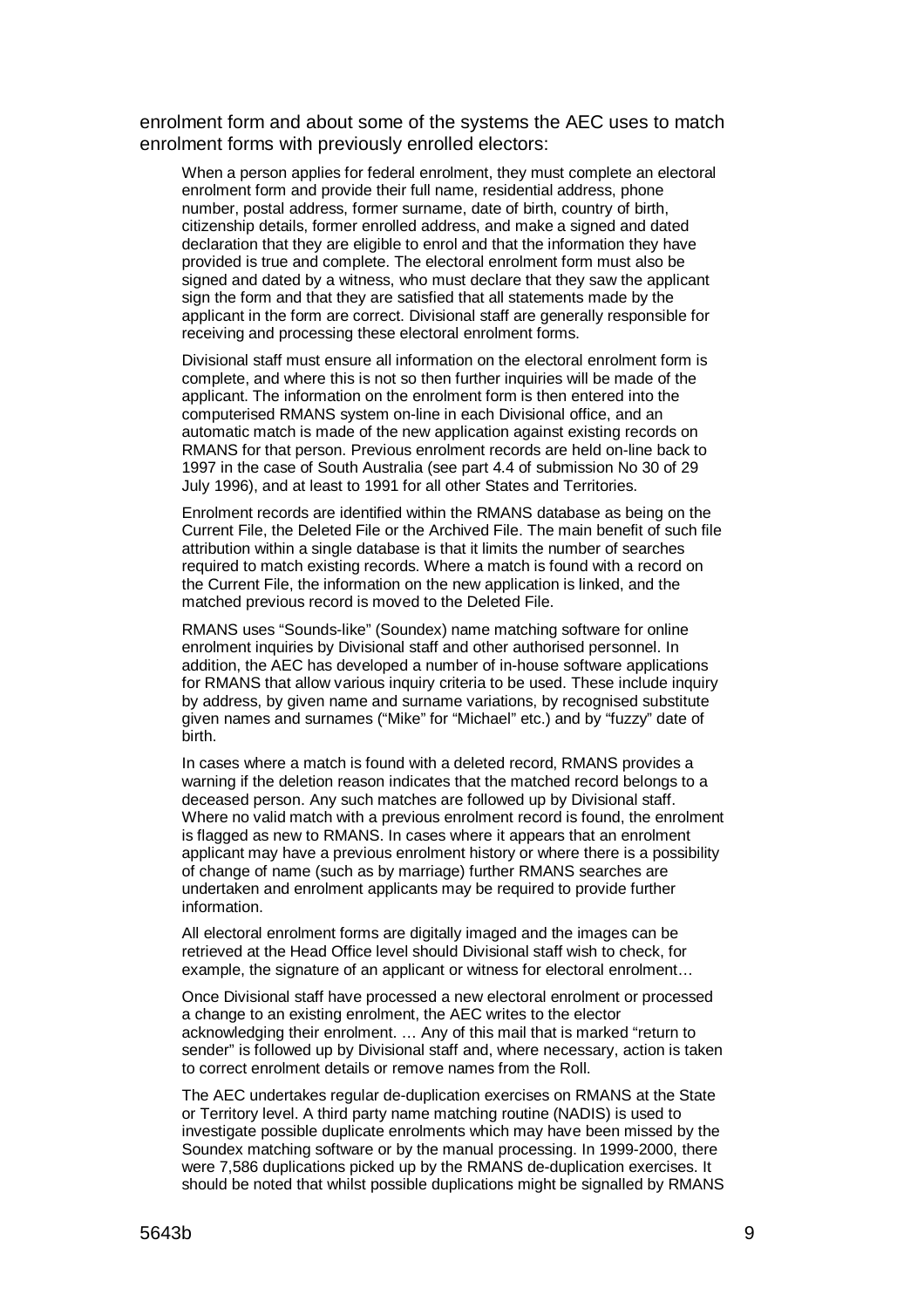enrolment form and about some of the systems the AEC uses to match enrolment forms with previously enrolled electors:

> When a person applies for federal enrolment, they must complete an electoral enrolment form and provide their full name, residential address, phone number, postal address, former surname, date of birth, country of birth, citizenship details, former enrolled address, and make a signed and dated declaration that they are eligible to enrol and that the information they have provided is true and complete. The electoral enrolment form must also be signed and dated by a witness, who must declare that they saw the applicant sign the form and that they are satisfied that all statements made by the applicant in the form are correct. Divisional staff are generally responsible for receiving and processing these electoral enrolment forms.
>
> Divisional staff must ensure all information on the electoral enrolment form is complete, and where this is not so then further inquiries will be made of the applicant. The information on the enrolment form is then entered into the computerised RMANS system on-line in each Divisional office, and an automatic match is made of the new application against existing records on RMANS for that person. Previous enrolment records are held on-line back to 1997 in the case of South Australia (see part 4.4 of submission No 30 of 29 July 1996), and at least to 1991 for all other States and Territories.
>
> Enrolment records are identified within the RMANS database as being on the Current File, the Deleted File or the Archived File. The main benefit of such file attribution within a single database is that it limits the number of searches required to match existing records. Where a match is found with a record on the Current File, the information on the new application is linked, and the matched previous record is moved to the Deleted File.
>
> RMANS uses "Sounds-like" (Soundex) name matching software for online enrolment inquiries by Divisional staff and other authorised personnel. In addition, the AEC has developed a number of in-house software applications for RMANS that allow various inquiry criteria to be used. These include inquiry by address, by given name and surname variations, by recognised substitute given names and surnames ("Mike" for "Michael" etc.) and by "fuzzy" date of birth.
>
> In cases where a match is found with a deleted record, RMANS provides a warning if the deletion reason indicates that the matched record belongs to a deceased person. Any such matches are followed up by Divisional staff. Where no valid match with a previous enrolment record is found, the enrolment is flagged as new to RMANS. In cases where it appears that an enrolment applicant may have a previous enrolment history or where there is a possibility of change of name (such as by marriage) further RMANS searches are undertaken and enrolment applicants may be required to provide further information.
>
> All electoral enrolment forms are digitally imaged and the images can be retrieved at the Head Office level should Divisional staff wish to check, for example, the signature of an applicant or witness for electoral enrolment…
>
> Once Divisional staff have processed a new electoral enrolment or processed a change to an existing enrolment, the AEC writes to the elector acknowledging their enrolment. … Any of this mail that is marked "return to sender" is followed up by Divisional staff and, where necessary, action is taken to correct enrolment details or remove names from the Roll.
>
> The AEC undertakes regular de-duplication exercises on RMANS at the State or Territory level. A third party name matching routine (NADIS) is used to investigate possible duplicate enrolments which may have been missed by the Soundex matching software or by the manual processing. In 1999-2000, there were 7,586 duplications picked up by the RMANS de-duplication exercises. It should be noted that whilst possible duplications might be signalled by RMANS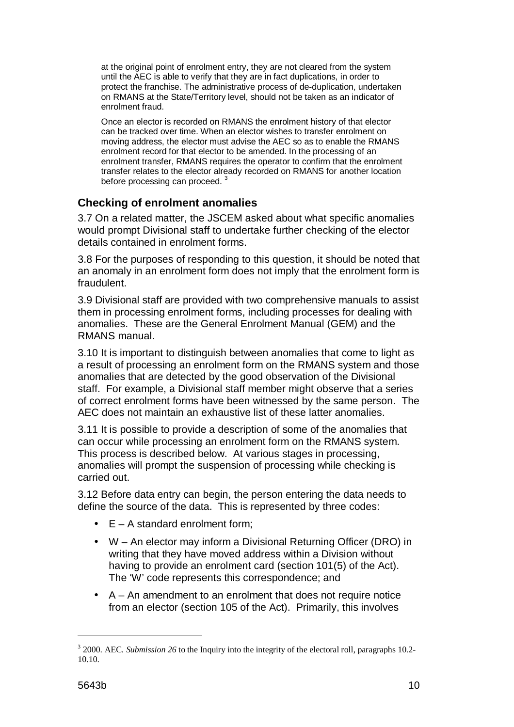at the original point of enrolment entry, they are not cleared from the system until the AEC is able to verify that they are in fact duplications, in order to protect the franchise. The administrative process of de-duplication, undertaken on RMANS at the State/Territory level, should not be taken as an indicator of enrolment fraud.

Once an elector is recorded on RMANS the enrolment history of that elector can be tracked over time. When an elector wishes to transfer enrolment on moving address, the elector must advise the AEC so as to enable the RMANS enrolment record for that elector to be amended. In the processing of an enrolment transfer, RMANS requires the operator to confirm that the enrolment transfer relates to the elector already recorded on RMANS for another location before processing can proceed. [3]

### Checking of enrolment anomalies

3.7 On a related matter, the JSCEM asked about what specific anomalies would prompt Divisional staff to undertake further checking of the elector details contained in enrolment forms.

3.8 For the purposes of responding to this question, it should be noted that an anomaly in an enrolment form does not imply that the enrolment form is fraudulent.

3.9 Divisional staff are provided with two comprehensive manuals to assist them in processing enrolment forms, including processes for dealing with anomalies. These are the General Enrolment Manual (GEM) and the RMANS manual.

3.10 It is important to distinguish between anomalies that come to light as a result of processing an enrolment form on the RMANS system and those anomalies that are detected by the good observation of the Divisional staff. For example, a Divisional staff member might observe that a series of correct enrolment forms have been witnessed by the same person. The AEC does not maintain an exhaustive list of these latter anomalies.

3.11 It is possible to provide a description of some of the anomalies that can occur while processing an enrolment form on the RMANS system. This process is described below. At various stages in processing, anomalies will prompt the suspension of processing while checking is carried out.

3.12 Before data entry can begin, the person entering the data needs to define the source of the data. This is represented by three codes:

- E – A standard enrolment form;
- W – An elector may inform a Divisional Returning Officer (DRO) in writing that they have moved address within a Division without having to provide an enrolment card (section 101(5) of the Act). The 'W' code represents this correspondence; and
- A – An amendment to an enrolment that does not require notice from an elector (section 105 of the Act). Primarily, this involves

---

[3] 2000. AEC. *Submission 26* to the Inquiry into the integrity of the electoral roll, paragraphs 10.2-10.10.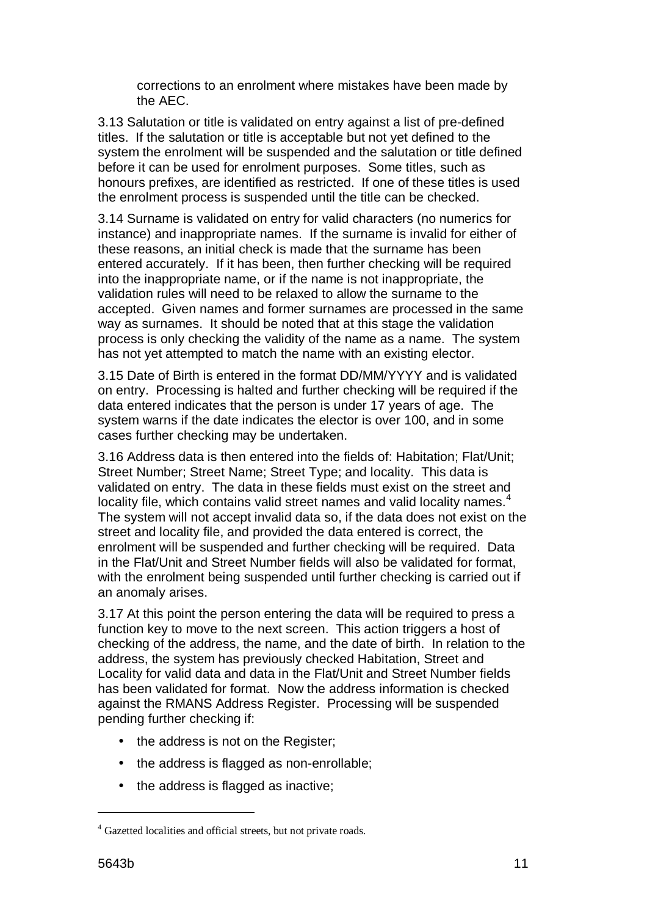corrections to an enrolment where mistakes have been made by the AEC.

3.13 Salutation or title is validated on entry against a list of pre-defined titles. If the salutation or title is acceptable but not yet defined to the system the enrolment will be suspended and the salutation or title defined before it can be used for enrolment purposes. Some titles, such as honours prefixes, are identified as restricted. If one of these titles is used the enrolment process is suspended until the title can be checked.

3.14 Surname is validated on entry for valid characters (no numerics for instance) and inappropriate names. If the surname is invalid for either of these reasons, an initial check is made that the surname has been entered accurately. If it has been, then further checking will be required into the inappropriate name, or if the name is not inappropriate, the validation rules will need to be relaxed to allow the surname to the accepted. Given names and former surnames are processed in the same way as surnames. It should be noted that at this stage the validation process is only checking the validity of the name as a name. The system has not yet attempted to match the name with an existing elector.

3.15 Date of Birth is entered in the format DD/MM/YYYY and is validated on entry. Processing is halted and further checking will be required if the data entered indicates that the person is under 17 years of age. The system warns if the date indicates the elector is over 100, and in some cases further checking may be undertaken.

3.16 Address data is then entered into the fields of: Habitation; Flat/Unit; Street Number; Street Name; Street Type; and locality. This data is validated on entry. The data in these fields must exist on the street and locality file, which contains valid street names and valid locality names.[4] The system will not accept invalid data so, if the data does not exist on the street and locality file, and provided the data entered is correct, the enrolment will be suspended and further checking will be required. Data in the Flat/Unit and Street Number fields will also be validated for format, with the enrolment being suspended until further checking is carried out if an anomaly arises.

3.17 At this point the person entering the data will be required to press a function key to move to the next screen. This action triggers a host of checking of the address, the name, and the date of birth. In relation to the address, the system has previously checked Habitation, Street and Locality for valid data and data in the Flat/Unit and Street Number fields has been validated for format. Now the address information is checked against the RMANS Address Register. Processing will be suspended pending further checking if:

- the address is not on the Register;
- the address is flagged as non-enrollable;
- the address is flagged as inactive;

[4] Gazetted localities and official streets, but not private roads.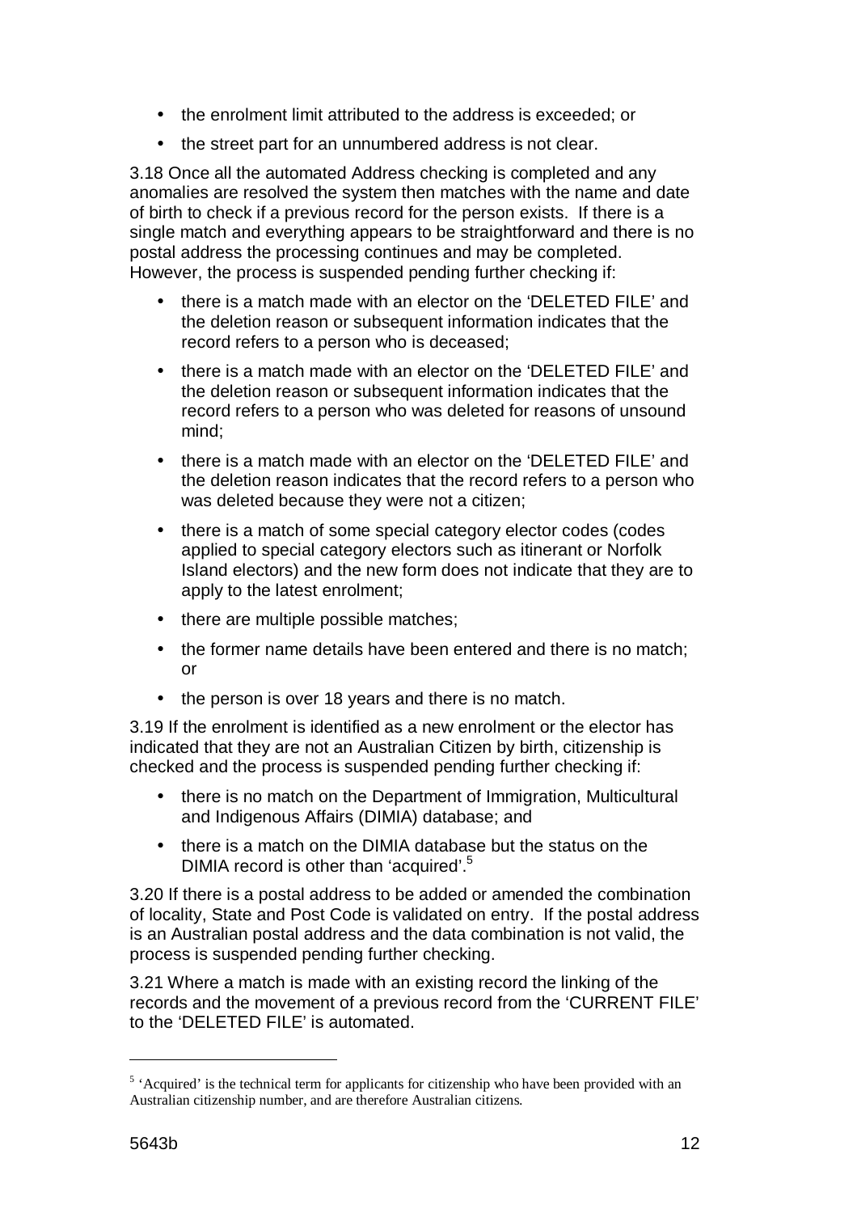- the enrolment limit attributed to the address is exceeded; or
- the street part for an unnumbered address is not clear.

3.18 Once all the automated Address checking is completed and any anomalies are resolved the system then matches with the name and date of birth to check if a previous record for the person exists. If there is a single match and everything appears to be straightforward and there is no postal address the processing continues and may be completed. However, the process is suspended pending further checking if:

- there is a match made with an elector on the 'DELETED FILE' and the deletion reason or subsequent information indicates that the record refers to a person who is deceased;
- there is a match made with an elector on the 'DELETED FILE' and the deletion reason or subsequent information indicates that the record refers to a person who was deleted for reasons of unsound mind;
- there is a match made with an elector on the 'DELETED FILE' and the deletion reason indicates that the record refers to a person who was deleted because they were not a citizen;
- there is a match of some special category elector codes (codes applied to special category electors such as itinerant or Norfolk Island electors) and the new form does not indicate that they are to apply to the latest enrolment;
- there are multiple possible matches;
- the former name details have been entered and there is no match; or
- the person is over 18 years and there is no match.

3.19 If the enrolment is identified as a new enrolment or the elector has indicated that they are not an Australian Citizen by birth, citizenship is checked and the process is suspended pending further checking if:

- there is no match on the Department of Immigration, Multicultural and Indigenous Affairs (DIMIA) database; and
- there is a match on the DIMIA database but the status on the DIMIA record is other than 'acquired'.[5]

3.20 If there is a postal address to be added or amended the combination of locality, State and Post Code is validated on entry. If the postal address is an Australian postal address and the data combination is not valid, the process is suspended pending further checking.

3.21 Where a match is made with an existing record the linking of the records and the movement of a previous record from the 'CURRENT FILE' to the 'DELETED FILE' is automated.

---

[5] 'Acquired' is the technical term for applicants for citizenship who have been provided with an Australian citizenship number, and are therefore Australian citizens.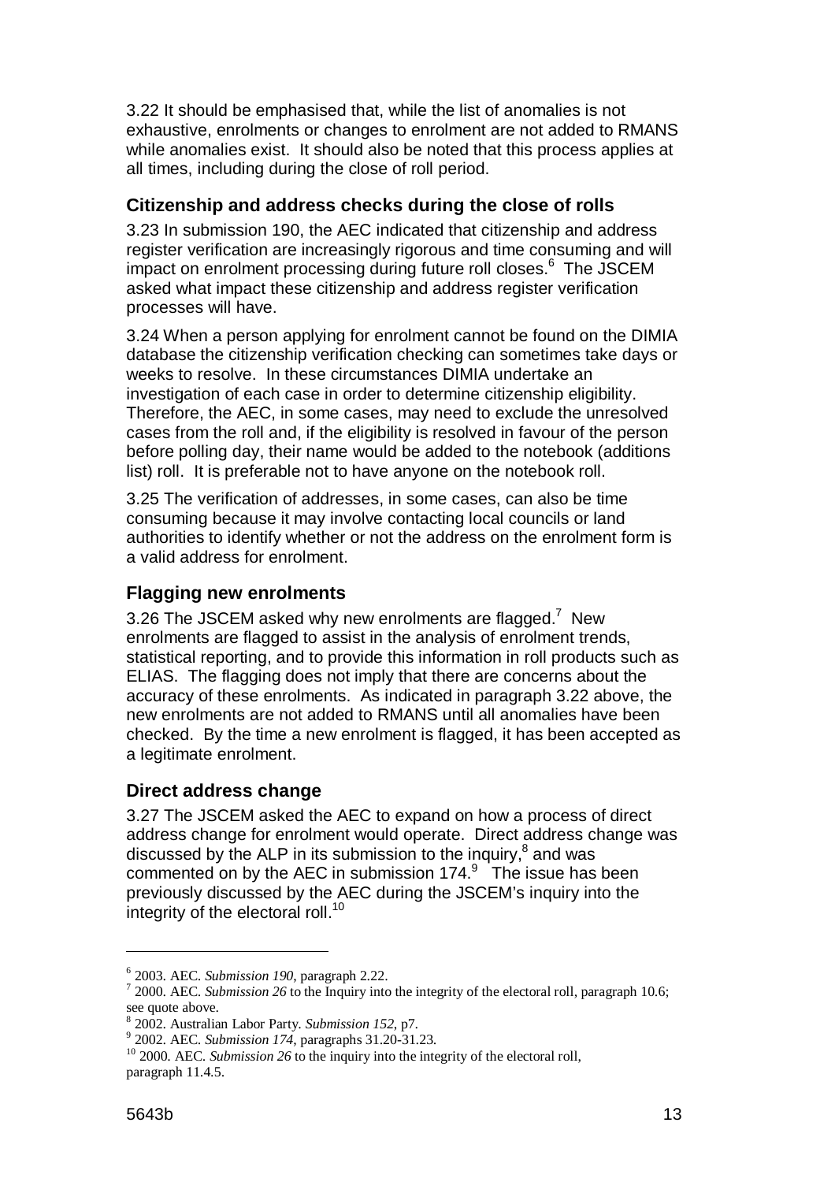3.22 It should be emphasised that, while the list of anomalies is not exhaustive, enrolments or changes to enrolment are not added to RMANS while anomalies exist. It should also be noted that this process applies at all times, including during the close of roll period.

### Citizenship and address checks during the close of rolls

3.23 In submission 190, the AEC indicated that citizenship and address register verification are increasingly rigorous and time consuming and will impact on enrolment processing during future roll closes.[6] The JSCEM asked what impact these citizenship and address register verification processes will have.

3.24 When a person applying for enrolment cannot be found on the DIMIA database the citizenship verification checking can sometimes take days or weeks to resolve. In these circumstances DIMIA undertake an investigation of each case in order to determine citizenship eligibility. Therefore, the AEC, in some cases, may need to exclude the unresolved cases from the roll and, if the eligibility is resolved in favour of the person before polling day, their name would be added to the notebook (additions list) roll. It is preferable not to have anyone on the notebook roll.

3.25 The verification of addresses, in some cases, can also be time consuming because it may involve contacting local councils or land authorities to identify whether or not the address on the enrolment form is a valid address for enrolment.

### Flagging new enrolments

3.26 The JSCEM asked why new enrolments are flagged.[7] New enrolments are flagged to assist in the analysis of enrolment trends, statistical reporting, and to provide this information in roll products such as ELIAS. The flagging does not imply that there are concerns about the accuracy of these enrolments. As indicated in paragraph 3.22 above, the new enrolments are not added to RMANS until all anomalies have been checked. By the time a new enrolment is flagged, it has been accepted as a legitimate enrolment.

### Direct address change

3.27 The JSCEM asked the AEC to expand on how a process of direct address change for enrolment would operate. Direct address change was discussed by the ALP in its submission to the inquiry,[8] and was commented on by the AEC in submission 174.[9] The issue has been previously discussed by the AEC during the JSCEM's inquiry into the integrity of the electoral roll.[10]

---

[6] 2003. AEC. *Submission 190*, paragraph 2.22.

[7] 2000. AEC. *Submission 26* to the Inquiry into the integrity of the electoral roll, paragraph 10.6; see quote above.

[8] 2002. Australian Labor Party. *Submission 152*, p7.

[9] 2002. AEC. *Submission 174*, paragraphs 31.20-31.23.

[10] 2000. AEC. *Submission 26* to the inquiry into the integrity of the electoral roll, paragraph 11.4.5.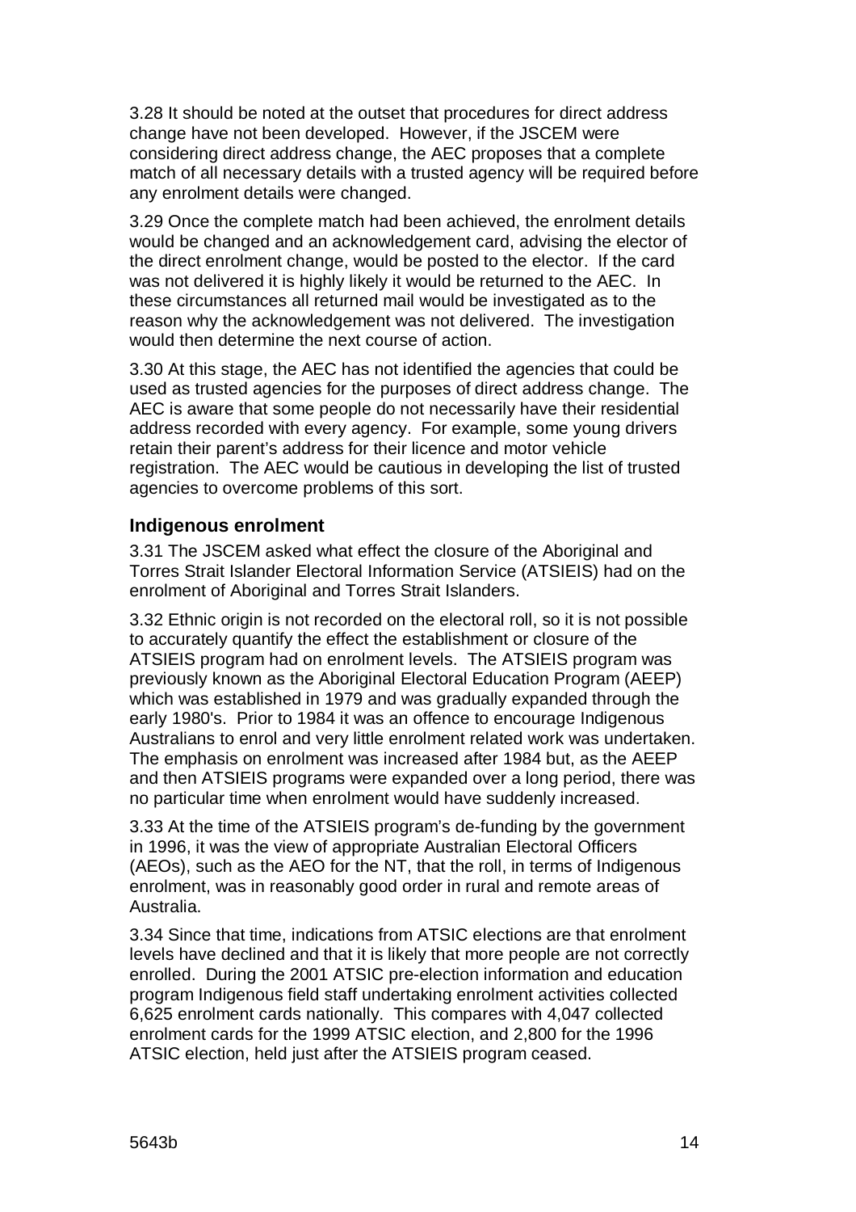3.28 It should be noted at the outset that procedures for direct address change have not been developed. However, if the JSCEM were considering direct address change, the AEC proposes that a complete match of all necessary details with a trusted agency will be required before any enrolment details were changed.

3.29 Once the complete match had been achieved, the enrolment details would be changed and an acknowledgement card, advising the elector of the direct enrolment change, would be posted to the elector. If the card was not delivered it is highly likely it would be returned to the AEC. In these circumstances all returned mail would be investigated as to the reason why the acknowledgement was not delivered. The investigation would then determine the next course of action.

3.30 At this stage, the AEC has not identified the agencies that could be used as trusted agencies for the purposes of direct address change. The AEC is aware that some people do not necessarily have their residential address recorded with every agency. For example, some young drivers retain their parent's address for their licence and motor vehicle registration. The AEC would be cautious in developing the list of trusted agencies to overcome problems of this sort.

### Indigenous enrolment

3.31 The JSCEM asked what effect the closure of the Aboriginal and Torres Strait Islander Electoral Information Service (ATSIEIS) had on the enrolment of Aboriginal and Torres Strait Islanders.

3.32 Ethnic origin is not recorded on the electoral roll, so it is not possible to accurately quantify the effect the establishment or closure of the ATSIEIS program had on enrolment levels. The ATSIEIS program was previously known as the Aboriginal Electoral Education Program (AEEP) which was established in 1979 and was gradually expanded through the early 1980's. Prior to 1984 it was an offence to encourage Indigenous Australians to enrol and very little enrolment related work was undertaken. The emphasis on enrolment was increased after 1984 but, as the AEEP and then ATSIEIS programs were expanded over a long period, there was no particular time when enrolment would have suddenly increased.

3.33 At the time of the ATSIEIS program's de-funding by the government in 1996, it was the view of appropriate Australian Electoral Officers (AEOs), such as the AEO for the NT, that the roll, in terms of Indigenous enrolment, was in reasonably good order in rural and remote areas of Australia.

3.34 Since that time, indications from ATSIC elections are that enrolment levels have declined and that it is likely that more people are not correctly enrolled. During the 2001 ATSIC pre-election information and education program Indigenous field staff undertaking enrolment activities collected 6,625 enrolment cards nationally. This compares with 4,047 collected enrolment cards for the 1999 ATSIC election, and 2,800 for the 1996 ATSIC election, held just after the ATSIEIS program ceased.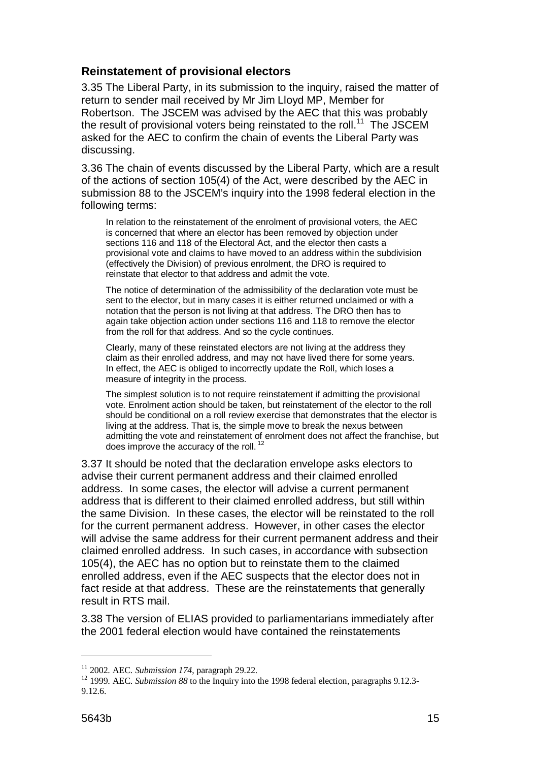### Reinstatement of provisional electors

3.35 The Liberal Party, in its submission to the inquiry, raised the matter of return to sender mail received by Mr Jim Lloyd MP, Member for Robertson. The JSCEM was advised by the AEC that this was probably the result of provisional voters being reinstated to the roll.[11] The JSCEM asked for the AEC to confirm the chain of events the Liberal Party was discussing.

3.36 The chain of events discussed by the Liberal Party, which are a result of the actions of section 105(4) of the Act, were described by the AEC in submission 88 to the JSCEM's inquiry into the 1998 federal election in the following terms:

> In relation to the reinstatement of the enrolment of provisional voters, the AEC is concerned that where an elector has been removed by objection under sections 116 and 118 of the Electoral Act, and the elector then casts a provisional vote and claims to have moved to an address within the subdivision (effectively the Division) of previous enrolment, the DRO is required to reinstate that elector to that address and admit the vote.
>
> The notice of determination of the admissibility of the declaration vote must be sent to the elector, but in many cases it is either returned unclaimed or with a notation that the person is not living at that address. The DRO then has to again take objection action under sections 116 and 118 to remove the elector from the roll for that address. And so the cycle continues.
>
> Clearly, many of these reinstated electors are not living at the address they claim as their enrolled address, and may not have lived there for some years. In effect, the AEC is obliged to incorrectly update the Roll, which loses a measure of integrity in the process.
>
> The simplest solution is to not require reinstatement if admitting the provisional vote. Enrolment action should be taken, but reinstatement of the elector to the roll should be conditional on a roll review exercise that demonstrates that the elector is living at the address. That is, the simple move to break the nexus between admitting the vote and reinstatement of enrolment does not affect the franchise, but does improve the accuracy of the roll.[12]

3.37 It should be noted that the declaration envelope asks electors to advise their current permanent address and their claimed enrolled address. In some cases, the elector will advise a current permanent address that is different to their claimed enrolled address, but still within the same Division. In these cases, the elector will be reinstated to the roll for the current permanent address. However, in other cases the elector will advise the same address for their current permanent address and their claimed enrolled address. In such cases, in accordance with subsection 105(4), the AEC has no option but to reinstate them to the claimed enrolled address, even if the AEC suspects that the elector does not in fact reside at that address. These are the reinstatements that generally result in RTS mail.

3.38 The version of ELIAS provided to parliamentarians immediately after the 2001 federal election would have contained the reinstatements

---

[11] 2002. AEC. *Submission 174*, paragraph 29.22.

[12] 1999. AEC. *Submission 88* to the Inquiry into the 1998 federal election, paragraphs 9.12.3-9.12.6.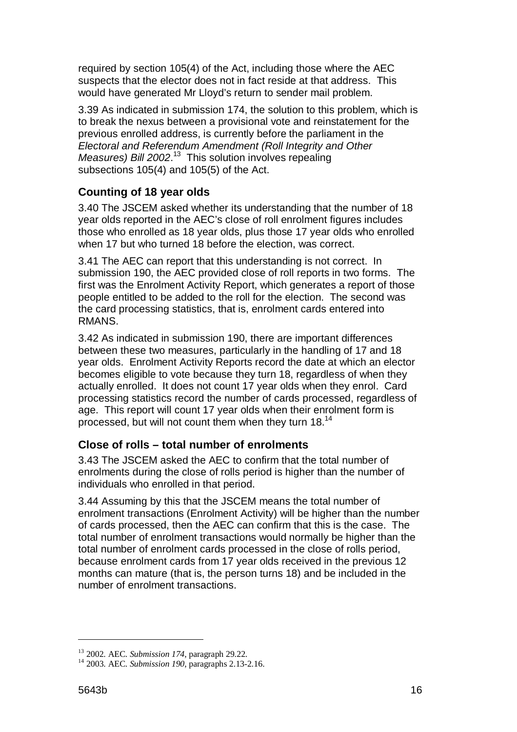required by section 105(4) of the Act, including those where the AEC suspects that the elector does not in fact reside at that address. This would have generated Mr Lloyd's return to sender mail problem.

3.39 As indicated in submission 174, the solution to this problem, which is to break the nexus between a provisional vote and reinstatement for the previous enrolled address, is currently before the parliament in the *Electoral and Referendum Amendment (Roll Integrity and Other Measures) Bill 2002*.[13] This solution involves repealing subsections 105(4) and 105(5) of the Act.

### Counting of 18 year olds

3.40 The JSCEM asked whether its understanding that the number of 18 year olds reported in the AEC's close of roll enrolment figures includes those who enrolled as 18 year olds, plus those 17 year olds who enrolled when 17 but who turned 18 before the election, was correct.

3.41 The AEC can report that this understanding is not correct. In submission 190, the AEC provided close of roll reports in two forms. The first was the Enrolment Activity Report, which generates a report of those people entitled to be added to the roll for the election. The second was the card processing statistics, that is, enrolment cards entered into RMANS.

3.42 As indicated in submission 190, there are important differences between these two measures, particularly in the handling of 17 and 18 year olds. Enrolment Activity Reports record the date at which an elector becomes eligible to vote because they turn 18, regardless of when they actually enrolled. It does not count 17 year olds when they enrol. Card processing statistics record the number of cards processed, regardless of age. This report will count 17 year olds when their enrolment form is processed, but will not count them when they turn 18.[14]

### Close of rolls – total number of enrolments

3.43 The JSCEM asked the AEC to confirm that the total number of enrolments during the close of rolls period is higher than the number of individuals who enrolled in that period.

3.44 Assuming by this that the JSCEM means the total number of enrolment transactions (Enrolment Activity) will be higher than the number of cards processed, then the AEC can confirm that this is the case. The total number of enrolment transactions would normally be higher than the total number of enrolment cards processed in the close of rolls period, because enrolment cards from 17 year olds received in the previous 12 months can mature (that is, the person turns 18) and be included in the number of enrolment transactions.

---

[13] 2002. AEC. *Submission 174*, paragraph 29.22.

[14] 2003. AEC. *Submission 190*, paragraphs 2.13-2.16.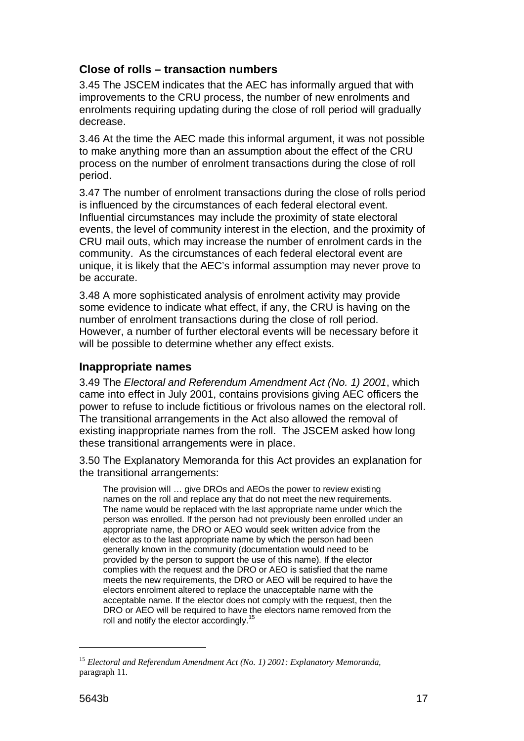### Close of rolls – transaction numbers

3.45 The JSCEM indicates that the AEC has informally argued that with improvements to the CRU process, the number of new enrolments and enrolments requiring updating during the close of roll period will gradually decrease.

3.46 At the time the AEC made this informal argument, it was not possible to make anything more than an assumption about the effect of the CRU process on the number of enrolment transactions during the close of roll period.

3.47 The number of enrolment transactions during the close of rolls period is influenced by the circumstances of each federal electoral event. Influential circumstances may include the proximity of state electoral events, the level of community interest in the election, and the proximity of CRU mail outs, which may increase the number of enrolment cards in the community. As the circumstances of each federal electoral event are unique, it is likely that the AEC's informal assumption may never prove to be accurate.

3.48 A more sophisticated analysis of enrolment activity may provide some evidence to indicate what effect, if any, the CRU is having on the number of enrolment transactions during the close of roll period. However, a number of further electoral events will be necessary before it will be possible to determine whether any effect exists.

### Inappropriate names

3.49 The *Electoral and Referendum Amendment Act (No. 1) 2001*, which came into effect in July 2001, contains provisions giving AEC officers the power to refuse to include fictitious or frivolous names on the electoral roll. The transitional arrangements in the Act also allowed the removal of existing inappropriate names from the roll. The JSCEM asked how long these transitional arrangements were in place.

3.50 The Explanatory Memoranda for this Act provides an explanation for the transitional arrangements:

> The provision will … give DROs and AEOs the power to review existing names on the roll and replace any that do not meet the new requirements. The name would be replaced with the last appropriate name under which the person was enrolled. If the person had not previously been enrolled under an appropriate name, the DRO or AEO would seek written advice from the elector as to the last appropriate name by which the person had been generally known in the community (documentation would need to be provided by the person to support the use of this name). If the elector complies with the request and the DRO or AEO is satisfied that the name meets the new requirements, the DRO or AEO will be required to have the electors enrolment altered to replace the unacceptable name with the acceptable name. If the elector does not comply with the request, then the DRO or AEO will be required to have the electors name removed from the roll and notify the elector accordingly.[15]

---

[15] *Electoral and Referendum Amendment Act (No. 1) 2001: Explanatory Memoranda,* paragraph 11.

5643b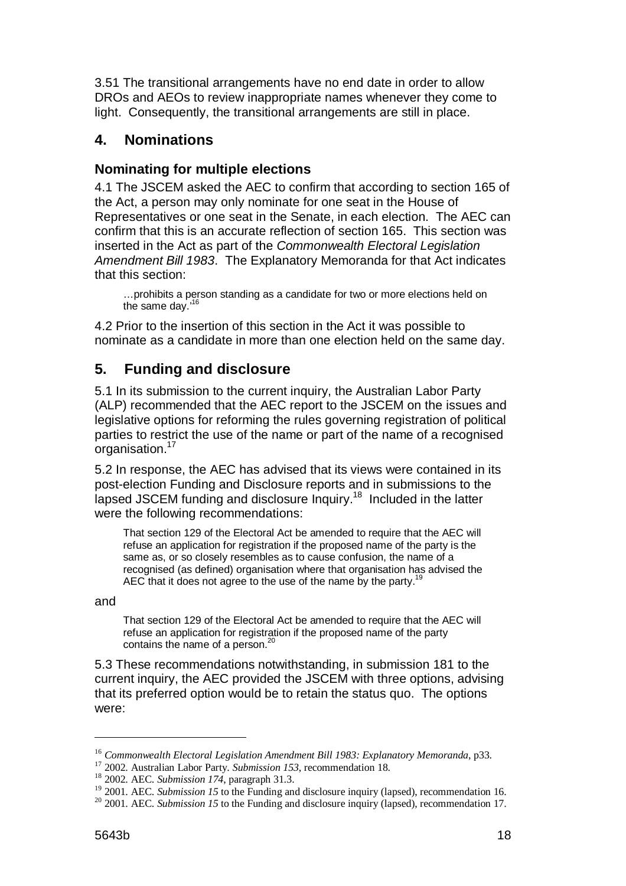3.51 The transitional arrangements have no end date in order to allow DROs and AEOs to review inappropriate names whenever they come to light. Consequently, the transitional arrangements are still in place.

## 4. Nominations

### Nominating for multiple elections

4.1 The JSCEM asked the AEC to confirm that according to section 165 of the Act, a person may only nominate for one seat in the House of Representatives or one seat in the Senate, in each election. The AEC can confirm that this is an accurate reflection of section 165. This section was inserted in the Act as part of the *Commonwealth Electoral Legislation Amendment Bill 1983*. The Explanatory Memoranda for that Act indicates that this section:

> …prohibits a person standing as a candidate for two or more elections held on the same day.'[16]

4.2 Prior to the insertion of this section in the Act it was possible to nominate as a candidate in more than one election held on the same day.

## 5. Funding and disclosure

5.1 In its submission to the current inquiry, the Australian Labor Party (ALP) recommended that the AEC report to the JSCEM on the issues and legislative options for reforming the rules governing registration of political parties to restrict the use of the name or part of the name of a recognised organisation.[17]

5.2 In response, the AEC has advised that its views were contained in its post-election Funding and Disclosure reports and in submissions to the lapsed JSCEM funding and disclosure Inquiry.[18] Included in the latter were the following recommendations:

> That section 129 of the Electoral Act be amended to require that the AEC will refuse an application for registration if the proposed name of the party is the same as, or so closely resembles as to cause confusion, the name of a recognised (as defined) organisation where that organisation has advised the AEC that it does not agree to the use of the name by the party.[19]

and

> That section 129 of the Electoral Act be amended to require that the AEC will refuse an application for registration if the proposed name of the party contains the name of a person.[20]

5.3 These recommendations notwithstanding, in submission 181 to the current inquiry, the AEC provided the JSCEM with three options, advising that its preferred option would be to retain the status quo. The options were:

---

[16] *Commonwealth Electoral Legislation Amendment Bill 1983: Explanatory Memoranda*, p33.

[17] 2002. Australian Labor Party. *Submission 153*, recommendation 18.

[18] 2002. AEC. *Submission 174*, paragraph 31.3.

[19] 2001. AEC. *Submission 15* to the Funding and disclosure inquiry (lapsed), recommendation 16.

[20] 2001. AEC. *Submission 15* to the Funding and disclosure inquiry (lapsed), recommendation 17.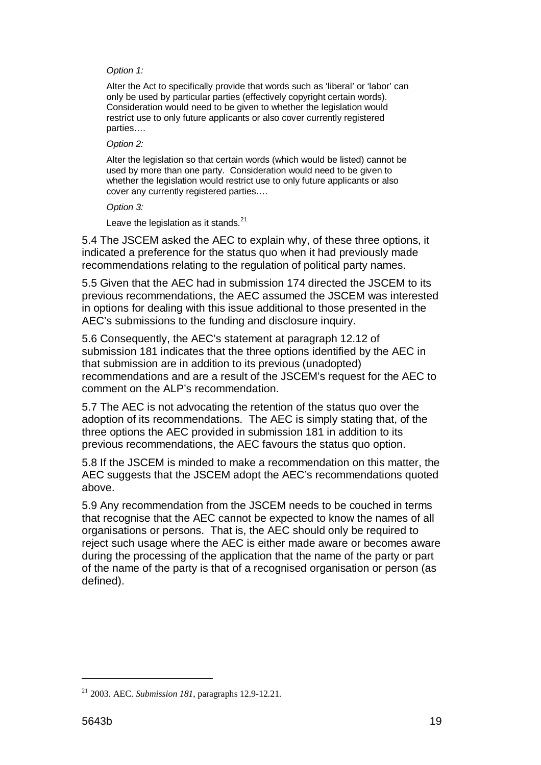> *Option 1:*
>
> Alter the Act to specifically provide that words such as 'liberal' or 'labor' can only be used by particular parties (effectively copyright certain words). Consideration would need to be given to whether the legislation would restrict use to only future applicants or also cover currently registered parties….
>
> *Option 2:*
>
> Alter the legislation so that certain words (which would be listed) cannot be used by more than one party. Consideration would need to be given to whether the legislation would restrict use to only future applicants or also cover any currently registered parties….
>
> *Option 3:*
>
> Leave the legislation as it stands.[21]

5.4 The JSCEM asked the AEC to explain why, of these three options, it indicated a preference for the status quo when it had previously made recommendations relating to the regulation of political party names.

5.5 Given that the AEC had in submission 174 directed the JSCEM to its previous recommendations, the AEC assumed the JSCEM was interested in options for dealing with this issue additional to those presented in the AEC's submissions to the funding and disclosure inquiry.

5.6 Consequently, the AEC's statement at paragraph 12.12 of submission 181 indicates that the three options identified by the AEC in that submission are in addition to its previous (unadopted) recommendations and are a result of the JSCEM's request for the AEC to comment on the ALP's recommendation.

5.7 The AEC is not advocating the retention of the status quo over the adoption of its recommendations. The AEC is simply stating that, of the three options the AEC provided in submission 181 in addition to its previous recommendations, the AEC favours the status quo option.

5.8 If the JSCEM is minded to make a recommendation on this matter, the AEC suggests that the JSCEM adopt the AEC's recommendations quoted above.

5.9 Any recommendation from the JSCEM needs to be couched in terms that recognise that the AEC cannot be expected to know the names of all organisations or persons. That is, the AEC should only be required to reject such usage where the AEC is either made aware or becomes aware during the processing of the application that the name of the party or part of the name of the party is that of a recognised organisation or person (as defined).

---

[21] 2003. AEC. *Submission 181*, paragraphs 12.9-12.21.